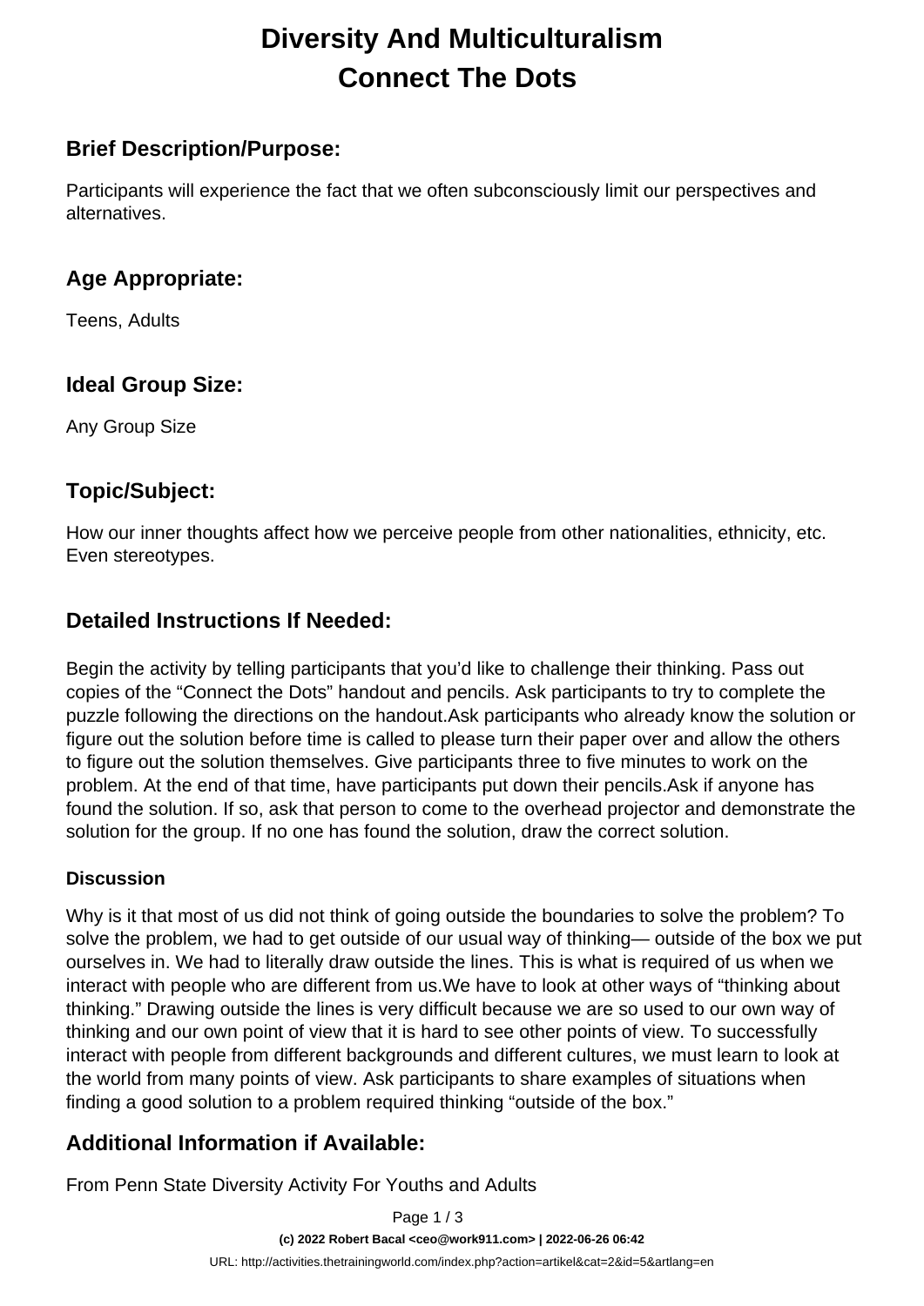# Diversity And Multiculturalism Connect The Dots

## Brief Description/Purpose:

Participants will experience the fact that we often subconsciously limit our perspectives and alternatives.

## Age Appropriate:

Teens, Adults

## Ideal Group Size:

Any Group Size

## Topic/Subject:

How our inner thoughts affect how we perceive people from other nationalities, ethnicity, etc. Even stereotypes.

## Detailed Instructions If Needed:

Begin the activity by telling participants that you'd like to challenge their thinking. Pass out copies of the "Connect the Dots" handout and pencils. Ask participants to try to complete the puzzle following the directions on the handout.Ask participants who already know the solution or figure out the solution before time is called to please turn their paper over and allow the others to figure out the solution themselves. Give participants three to five minutes to work on the problem. At the end of that time, have participants put down their pencils.Ask if anyone has found the solution. If so, ask that person to come to the overhead projector and demonstrate the solution for the group. If no one has found the solution, draw the correct solution.

### Discussion

Why is it that most of us did not think of going outside the boundaries to solve the problem? To solve the problem, we had to get outside of our usual way of thinking— outside of the box we put ourselves in. We had to literally draw outside the lines. This is what is required of us when we interact with people who are different from us.We have to look at other ways of "thinking about thinking." Drawing outside the lines is very difficult because we are so used to our own way of thinking and our own point of view that it is hard to see other points of view. To successfully interact with people from different backgrounds and different cultures, we must learn to look at the world from many points of view. Ask participants to share examples of situations when finding a good solution to a problem required thinking "outside of the box."

## Additional Information if Available:

From Penn State Diversity Activity For Youths and Adults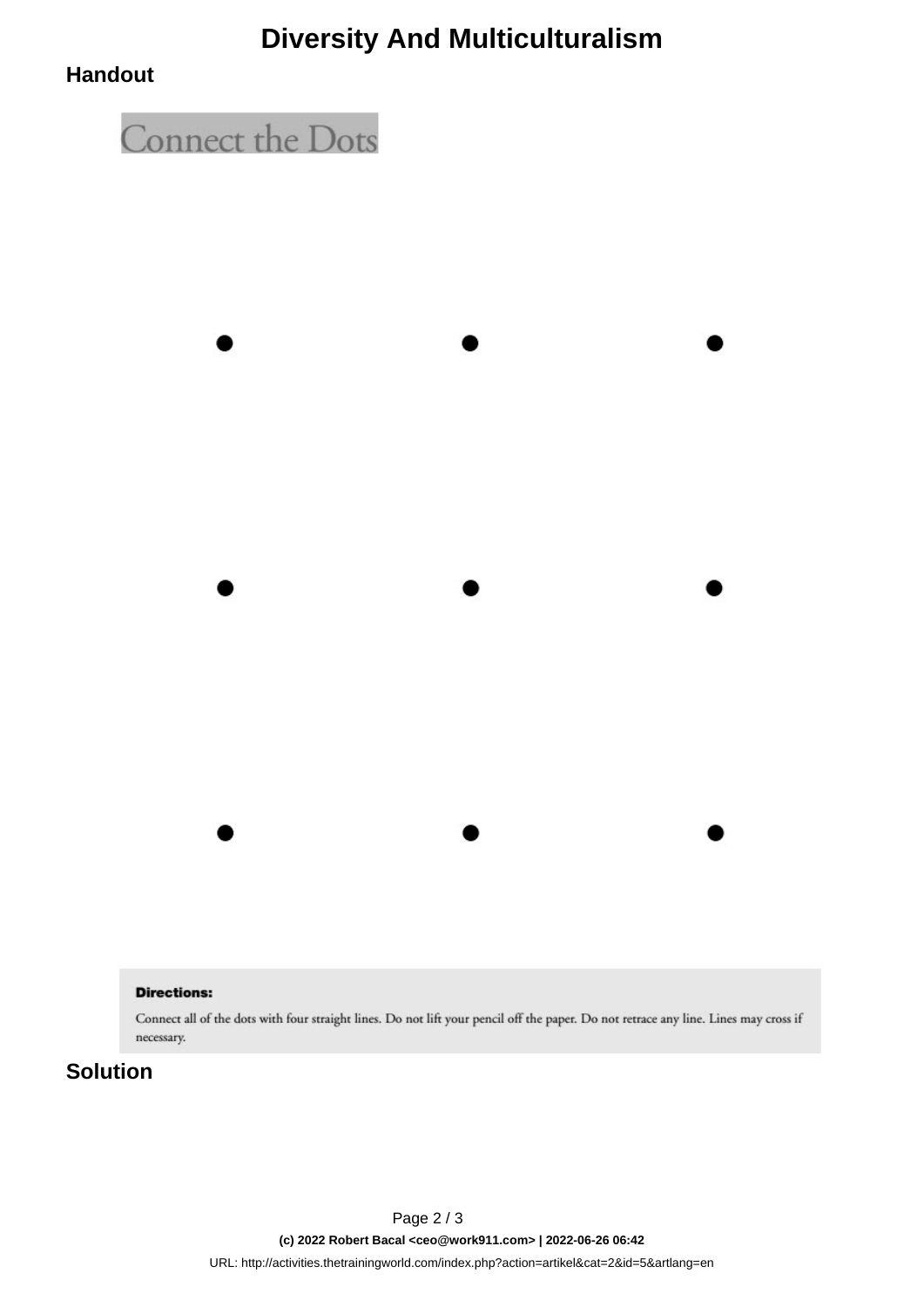# Diversity And Multiculturalism

## Handout

### Connect the Dots

**Directions:**

Connect all of the dots with four straight lines. Do not lift your pencil off the paper. Do not retrace any line. Lines may cross if necessary.

## Solution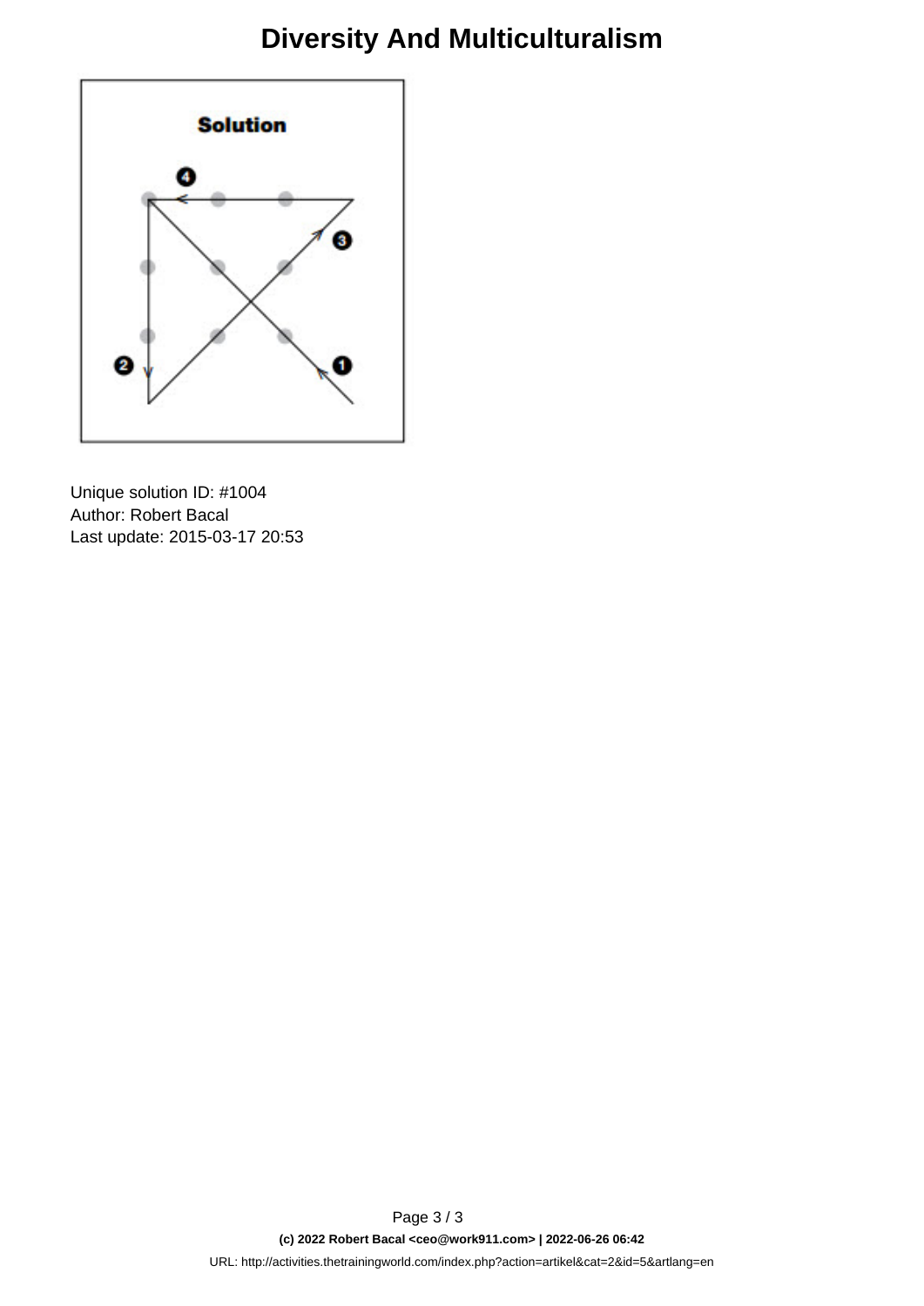# Diversity And Multiculturalism

Solution

4

3

2

1

Unique solution ID: #1004
Author: Robert Bacal
Last update: 2015-03-17 20:53